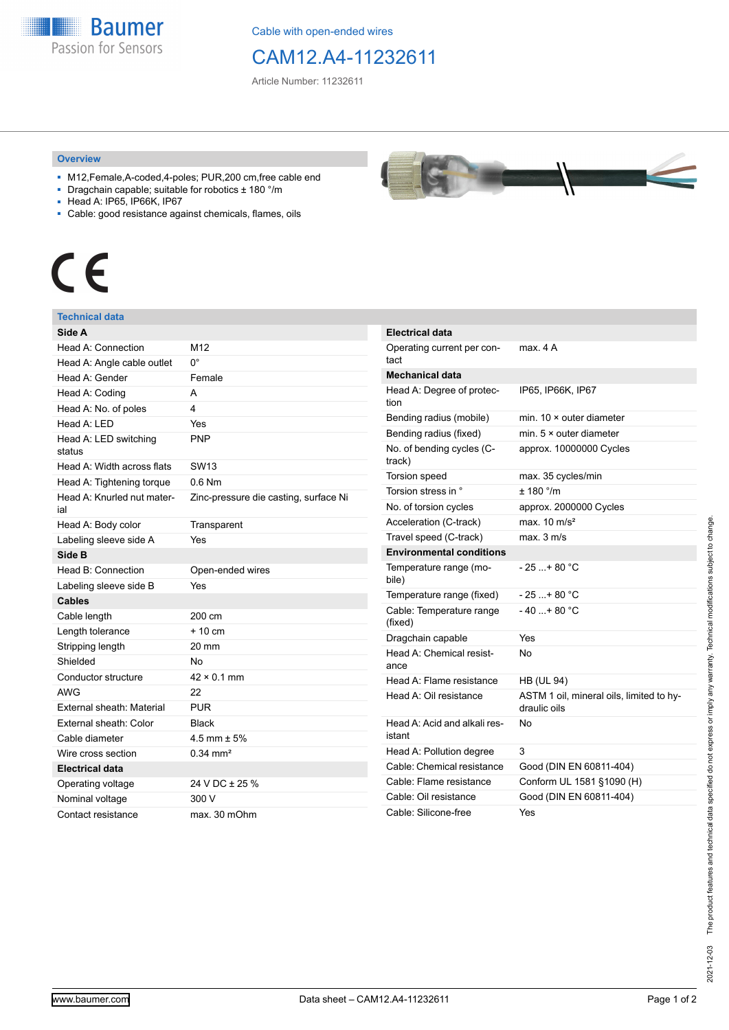Baumer
Passion for Sensors

Cable with open-ended wires

# CAM12.A4-11232611

Article Number: 11232611

## Overview

- M12,Female,A-coded,4-poles; PUR,200 cm,free cable end
- Dragchain capable; suitable for robotics ± 180 °/m
- Head A: IP65, IP66K, IP67
- Cable: good resistance against chemicals, flames, oils

CE

## Technical data

| **Side A** | |
|---|---|
| Head A: Connection | M12 |
| Head A: Angle cable outlet | 0° |
| Head A: Gender | Female |
| Head A: Coding | A |
| Head A: No. of poles | 4 |
| Head A: LED | Yes |
| Head A: LED switching status | PNP |
| Head A: Width across flats | SW13 |
| Head A: Tightening torque | 0.6 Nm |
| Head A: Knurled nut material | Zinc-pressure die casting, surface Ni |
| Head A: Body color | Transparent |
| Labeling sleeve side A | Yes |
| **Side B** | |
| Head B: Connection | Open-ended wires |
| Labeling sleeve side B | Yes |
| **Cables** | |
| Cable length | 200 cm |
| Length tolerance | + 10 cm |
| Stripping length | 20 mm |
| Shielded | No |
| Conductor structure | 42 × 0.1 mm |
| AWG | 22 |
| External sheath: Material | PUR |
| External sheath: Color | Black |
| Cable diameter | 4.5 mm ± 5% |
| Wire cross section | 0.34 mm² |
| **Electrical data** | |
| Operating voltage | 24 V DC ± 25 % |
| Nominal voltage | 300 V |
| Contact resistance | max. 30 mOhm |

| **Electrical data** | |
|---|---|
| Operating current per contact | max. 4 A |
| **Mechanical data** | |
| Head A: Degree of protection | IP65, IP66K, IP67 |
| Bending radius (mobile) | min. 10 × outer diameter |
| Bending radius (fixed) | min. 5 × outer diameter |
| No. of bending cycles (C-track) | approx. 10000000 Cycles |
| Torsion speed | max. 35 cycles/min |
| Torsion stress in ° | ± 180 °/m |
| No. of torsion cycles | approx. 2000000 Cycles |
| Acceleration (C-track) | max. 10 m/s² |
| Travel speed (C-track) | max. 3 m/s |
| **Environmental conditions** | |
| Temperature range (mobile) | - 25 ...+ 80 °C |
| Temperature range (fixed) | - 25 ...+ 80 °C |
| Cable: Temperature range (fixed) | - 40 ...+ 80 °C |
| Dragchain capable | Yes |
| Head A: Chemical resistance | No |
| Head A: Flame resistance | HB (UL 94) |
| Head A: Oil resistance | ASTM 1 oil, mineral oils, limited to hydraulic oils |
| Head A: Acid and alkali resistant | No |
| Head A: Pollution degree | 3 |
| Cable: Chemical resistance | Good (DIN EN 60811-404) |
| Cable: Flame resistance | Conform UL 1581 §1090 (H) |
| Cable: Oil resistance | Good (DIN EN 60811-404) |
| Cable: Silicone-free | Yes |

2021-12-03 The product features and technical data specified do not express or imply any warranty. Technical modifications subject to change.

www.baumer.com — Data sheet – CAM12.A4-11232611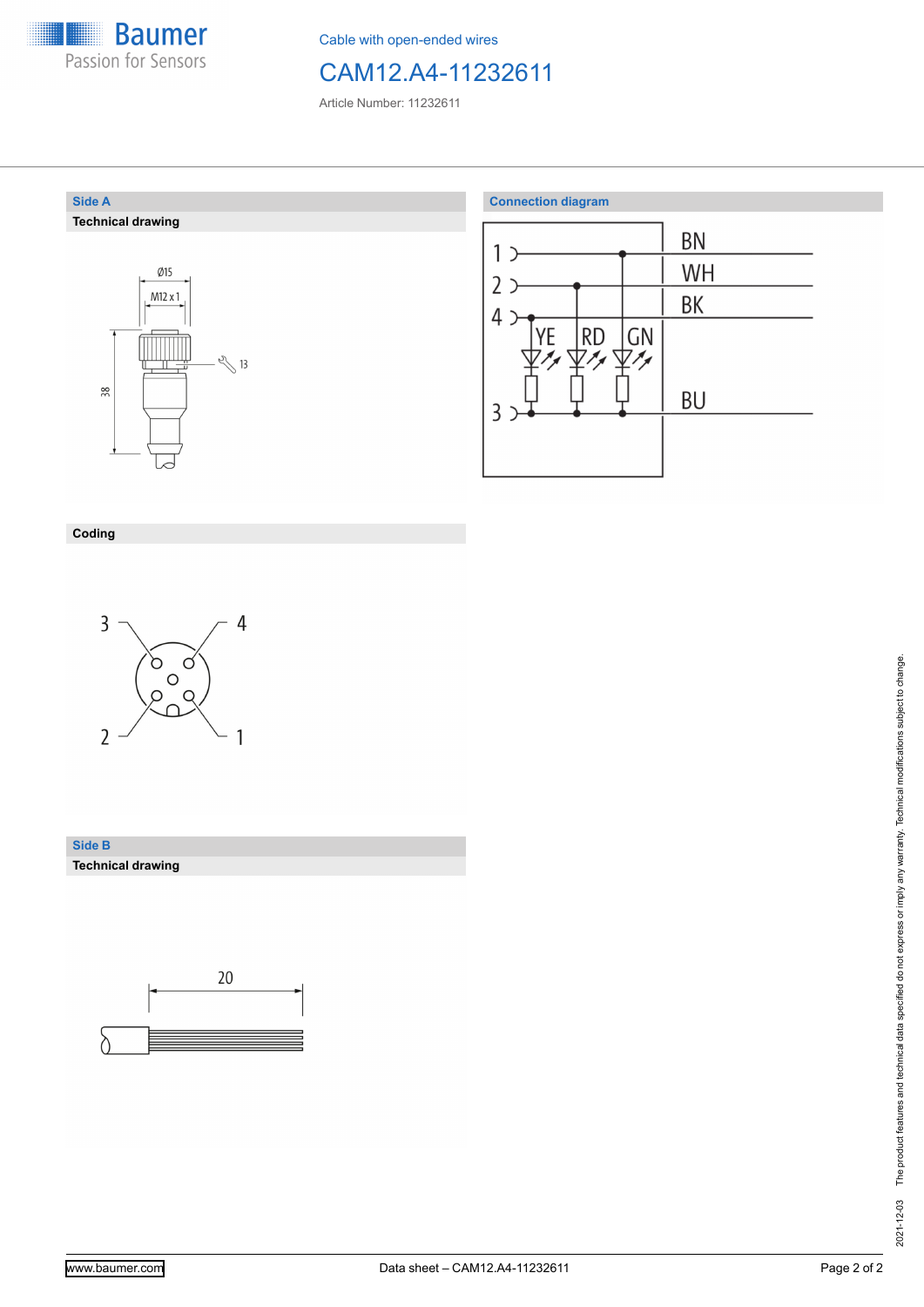Cable with open-ended wires

# CAM12.A4-11232611

Article Number: 11232611

## Side A

### Technical drawing

Ø15

M12 x 1

13

38

## Connection diagram

1 BN

2 WH

4 BK

YE RD GN

3 BU

### Coding

3 4

2 1

## Side B

### Technical drawing

20

2021-12-03 The product features and technical data specified do not express or imply any warranty. Technical modifications subject to change.

www.baumer.com

Data sheet – CAM12.A4-11232611